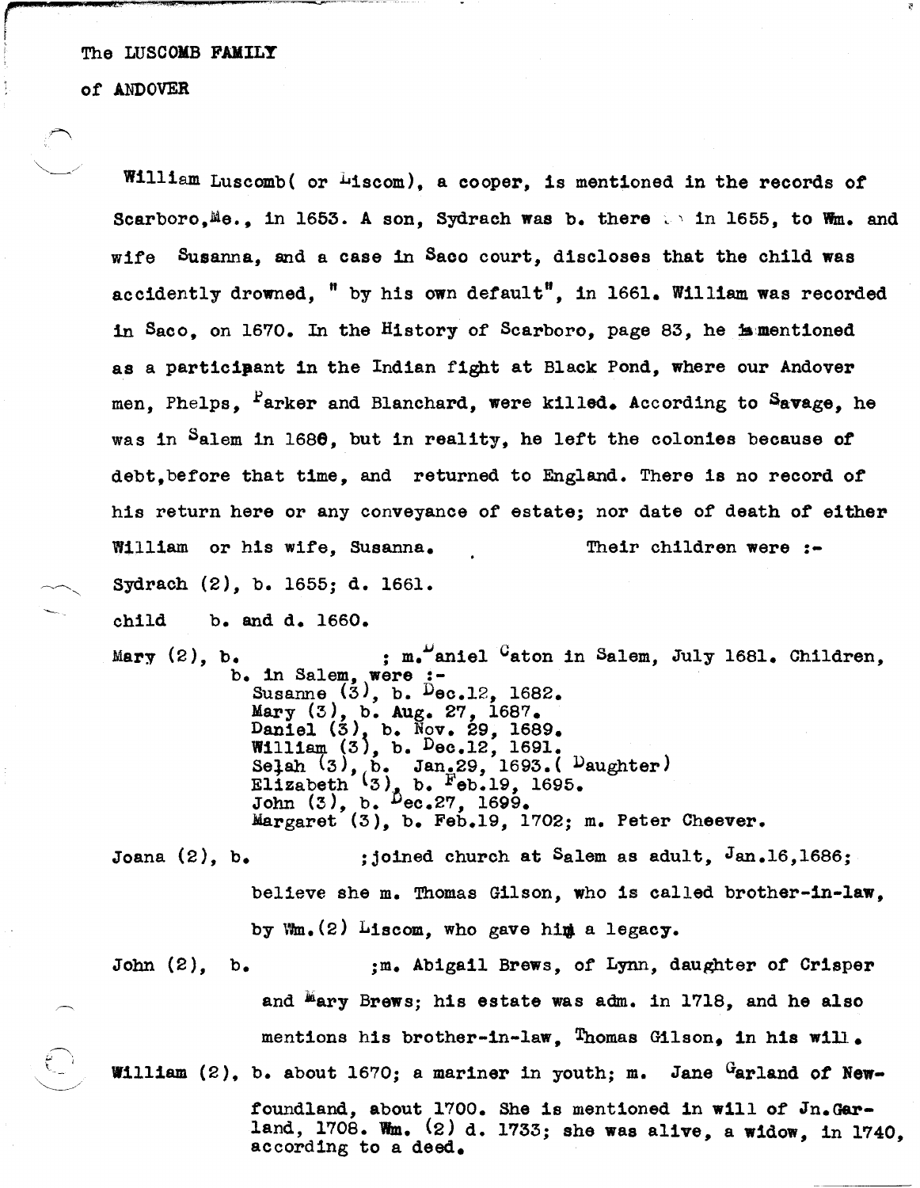The LUSCOMB FAMILY

of ANDOVER

William Luscomb( or Liscom), a cooper, is mentioned in the records of Scarboro,Me., in 1653. A son, Sydrach was b. there in 1655, to Wm. and wife Susanna, and a case in Saco court, discloses that the child was accidently drowned, " by his own default", in 1661. William was recorded in Saco, on 1670. In the History of Scarboro, page 83, he is mentioned as a participant in the Indian fight at Black Pond, where our Andover men, Phelps, Parker and Blanchard, were killed. According to Savage, he was in Salem in 1680, but in reality, he left the colonies because of debt,before that time, and returned to England. There is no record of his return here or any conveyance of estate; nor date of death of either William or his wife, Susanna. Their children were :-

Sydrach (2), b. 1655; d. 1661.

child b. and d. 1660.

Mary (2), b. ; m. Daniel Caton in Salem, July 1681. Children, b. in Salem, were :-
- Susanne (3), b. Dec.12, 1682.
- Mary (3), b. Aug. 27, 1687.
- Daniel (3), b. Nov. 29, 1689.
- William (3), b. Dec.12, 1691.
- Selah (3), b. Jan.29, 1693.( Daughter)
- Elizabeth (3), b. Feb.19, 1695.
- John (3), b. Dec.27, 1699.
- Margaret (3), b. Feb.19, 1702; m. Peter Cheever.

Joana (2), b. ;joined church at Salem as adult, Jan.16,1686; believe she m. Thomas Gilson, who is called brother-in-law, by Wm.(2) Liscom, who gave him a legacy.

John (2), b. ;m. Abigail Brews, of Lynn, daughter of Crisper and Mary Brews; his estate was adm. in 1718, and he also mentions his brother-in-law, Thomas Gilson, in his will.

William (2), b. about 1670; a mariner in youth; m. Jane Garland of Newfoundland, about 1700. She is mentioned in will of Jn.Garland, 1708. Wm. (2) d. 1733; she was alive, a widow, in 1740, according to a deed.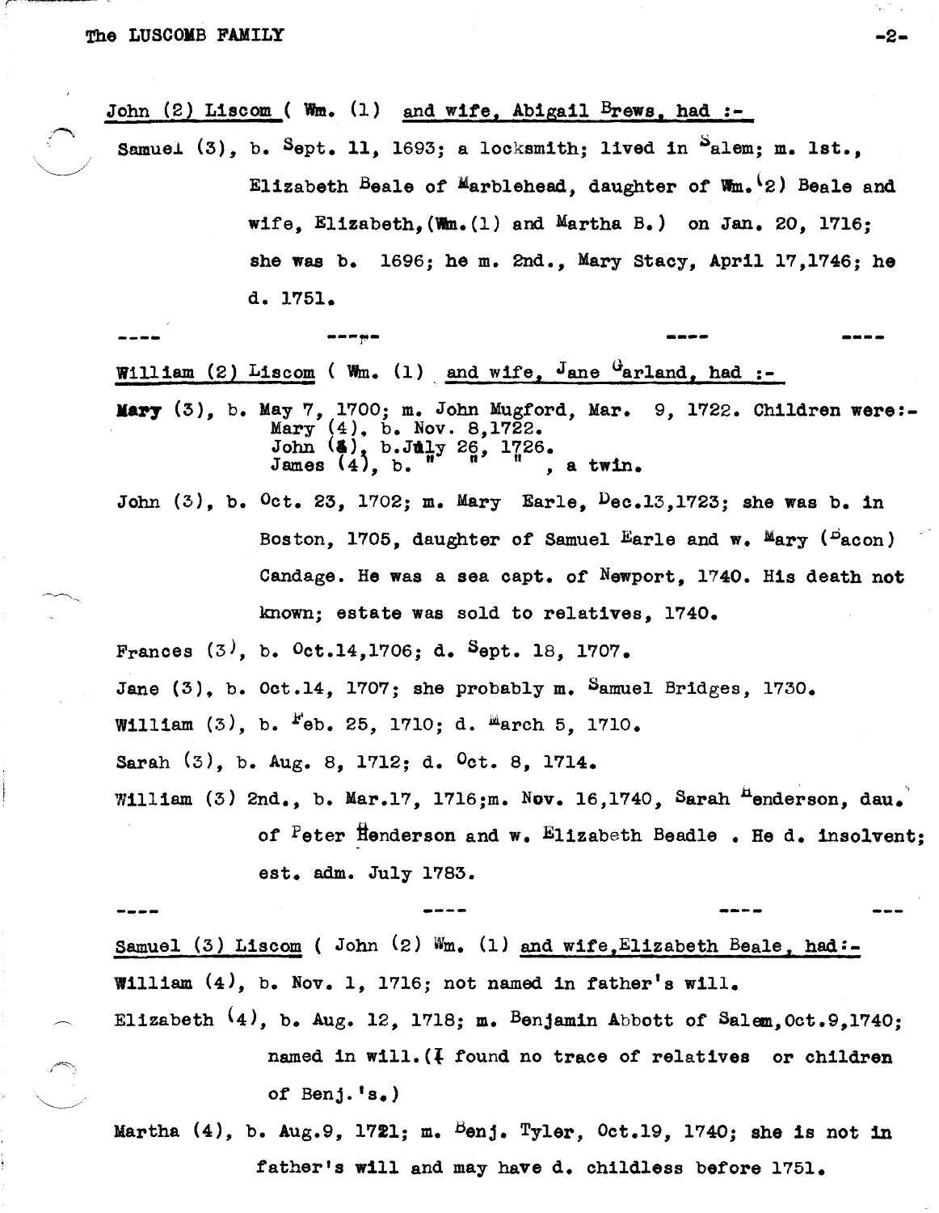John (2) Liscom ( Wm. (1) and wife, Abigail Brews, had :-

Samuel (3), b. Sept. 11, 1693; a locksmith; lived in Salem; m. 1st., Elizabeth Beale of Marblehead, daughter of Wm.(2) Beale and wife, Elizabeth,(Wm.(1) and Martha B.) on Jan. 20, 1716; she was b. 1696; he m. 2nd., Mary Stacy, April 17,1746; he d. 1751.

---- ---- ---- ----

William (2) Liscom ( Wm. (1) and wife, Jane Garland, had :-

**Mary** (3), b. May 7, 1700; m. John Mugford, Mar. 9, 1722. Children were:-
Mary (4), b. Nov. 8,1722.
John (4), b.July 26, 1726.
James (4), b. " " " , a twin.

John (3), b. Oct. 23, 1702; m. Mary Earle, Dec.13,1723; she was b. in Boston, 1705, daughter of Samuel Earle and w. Mary (Bacon) Candage. He was a sea capt. of Newport, 1740. His death not known; estate was sold to relatives, 1740.

Frances (3), b. Oct.14,1706; d. Sept. 18, 1707.

Jane (3), b. Oct.14, 1707; she probably m. Samuel Bridges, 1730.

William (3), b. Feb. 25, 1710; d. March 5, 1710.

Sarah (3), b. Aug. 8, 1712; d. Oct. 8, 1714.

William (3) 2nd., b. Mar.17, 1716;m. Nov. 16,1740, Sarah Henderson, dau. of Peter Henderson and w. Elizabeth Beadle . He d. insolvent; est. adm. July 1783.

---- ---- ---- ---

Samuel (3) Liscom ( John (2) Wm. (1) and wife,Elizabeth Beale, had:-

**William** (4), b. Nov. 1, 1716; not named in father's will.

Elizabeth (4), b. Aug. 12, 1718; m. Benjamin Abbott of Salem,Oct.9,1740; named in will.(I found no trace of relatives or children of Benj.'s.)

Martha (4), b. Aug.9, 1721; m. Benj. Tyler, Oct.19, 1740; she is not in father's will and may have d. childless before 1751.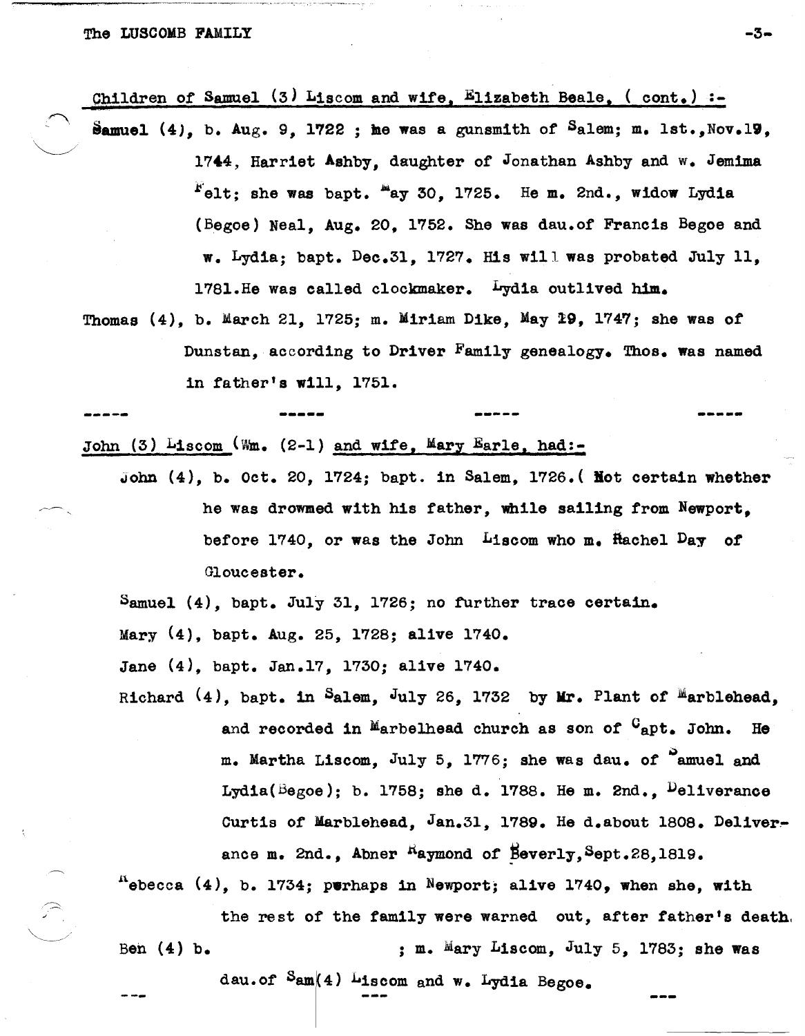Children of Samuel (3) Liscom and wife, Elizabeth Beale, ( cont.) :-

Samuel (4), b. Aug. 9, 1722 ; he was a gunsmith of Salem; m. 1st.,Nov.19, 1744, Harriet Ashby, daughter of Jonathan Ashby and w. Jemima Felt; she was bapt. May 30, 1725. He m. 2nd., widow Lydia (Begoe) Neal, Aug. 20, 1752. She was dau.of Francis Begoe and w. Lydia; bapt. Dec.31, 1727. His will was probated July 11, 1781.He was called clockmaker. Lydia outlived him.

Thomas (4), b. March 21, 1725; m. Miriam Dike, May 29, 1747; she was of Dunstan, according to Driver Family genealogy. Thos. was named in father's will, 1751.

----- ----- ----- -----

John (3) Liscom (Wm. (2-1) and wife, Mary Earle, had:-

John (4), b. Oct. 20, 1724; bapt. in Salem, 1726.( Not certain whether he was drowned with his father, while sailing from Newport, before 1740, or was the John Liscom who m. Rachel Day of Gloucester.

Samuel (4), bapt. July 31, 1726; no further trace certain.

Mary (4), bapt. Aug. 25, 1728; alive 1740.

Jane (4), bapt. Jan.17, 1730; alive 1740.

Richard (4), bapt. in Salem, July 26, 1732 by Mr. Plant of Marblehead, and recorded in Marbelhead church as son of Capt. John. He m. Martha Liscom, July 5, 1776; she was dau. of Samuel and Lydia(Begoe); b. 1758; she d. 1788. He m. 2nd., Deliverance Curtis of Marblehead, Jan.31, 1789. He d.about 1808. Deliverance m. 2nd., Abner Raymond of Beverly,Sept.28,1819.

Rebecca (4), b. 1734; perhaps in Newport; alive 1740, when she, with the rest of the family were warned out, after father's death.

Ben (4) b. ; m. Mary Liscom, July 5, 1783; she was dau.of Sam(4) Liscom and w. Lydia Begoe.

--- --- ---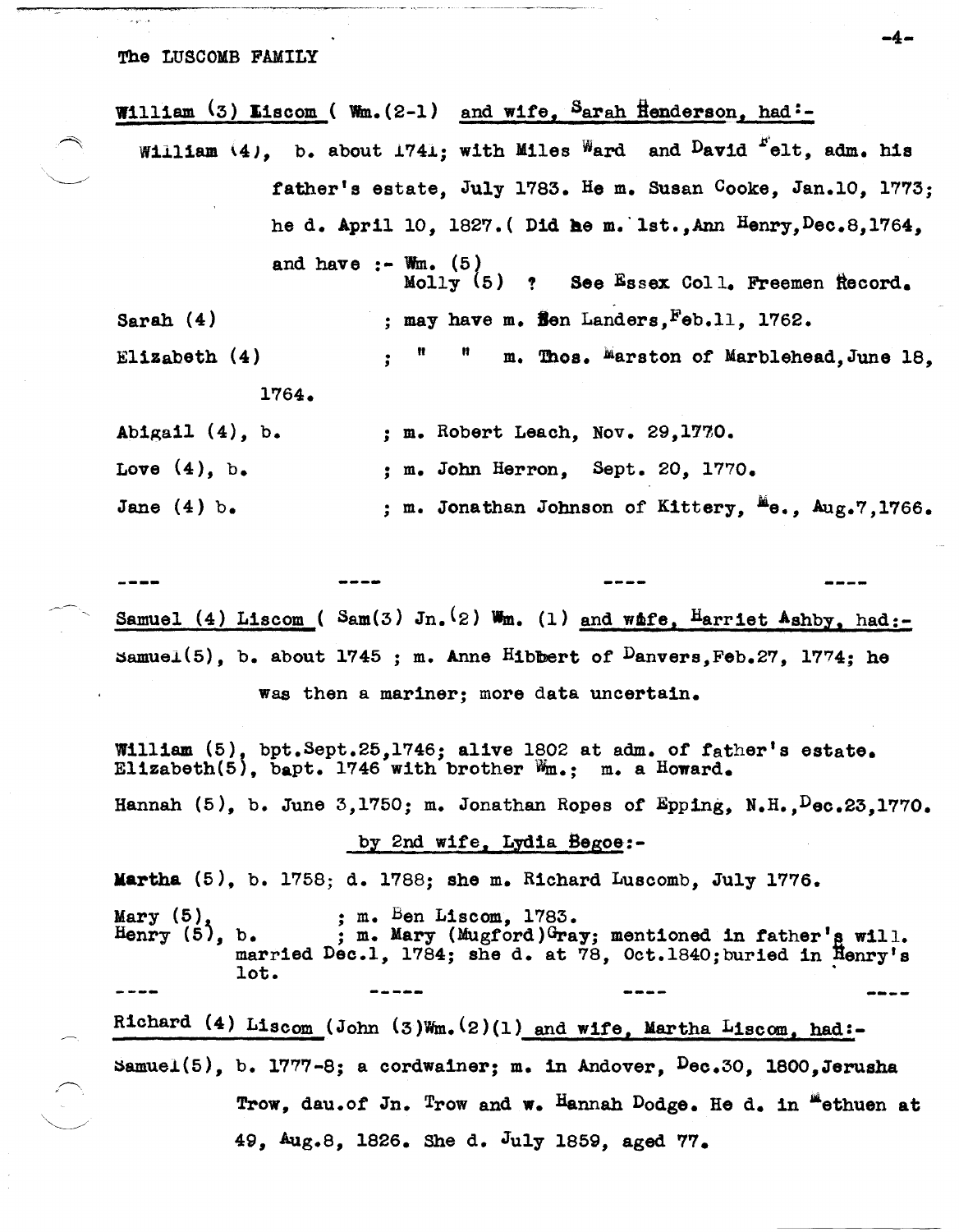The LUSCOMB FAMILY

William (3) Liscom ( Wm.(2-1) and wife, Sarah Henderson, had:-

William (4), b. about 1741; with Miles Ward and David Felt, adm. his father's estate, July 1783. He m. Susan Cooke, Jan.10, 1773; he d. April 10, 1827.( Did he m. 1st.,Ann Henry,Dec.8,1764, and have :- Wm. (5)
Molly (5) ? See Essex Coll. Freemen Record.

Sarah (4) ; may have m. Ben Landers,Feb.11, 1762.

Elizabeth (4) ; " " m. Thos. Marston of Marblehead,June 18, 1764.

Abigail (4), b. ; m. Robert Leach, Nov. 29,1770.

Love (4), b. ; m. John Herron, Sept. 20, 1770.

Jane (4) b. ; m. Jonathan Johnson of Kittery, Me., Aug.7,1766.

---- ---- ---- ----

Samuel (4) Liscom ( Sam(3) Jn.(2) Wm. (1) and wife, Harriet Ashby, had:-

Samuel(5), b. about 1745 ; m. Anne Hibbert of Danvers,Feb.27, 1774; he was then a mariner; more data uncertain.

William (5), bpt.Sept.25,1746; alive 1802 at adm. of father's estate.
Elizabeth(5), bapt. 1746 with brother Wm.; m. a Howard.

Hannah (5), b. June 3,1750; m. Jonathan Ropes of Epping, N.H.,Dec.23,1770.

by 2nd wife, Lydia Begoe:-

Martha (5), b. 1758; d. 1788; she m. Richard Luscomb, July 1776.

Mary (5), ; m. Ben Liscom, 1783.
Henry (5), b. ; m. Mary (Mugford)Gray; mentioned in father's will. married Dec.1, 1784; she d. at 78, Oct.1840;buried in Henry's lot.

---- ----- ---- ----

Richard (4) Liscom (John (3)Wm.(2)(1) and wife, Martha Liscom, had:-

Samuel(5), b. 1777-8; a cordwainer; m. in Andover, Dec.30, 1800,Jerusha Trow, dau.of Jn. Trow and w. Hannah Dodge. He d. in Methuen at 49, Aug.8, 1826. She d. July 1859, aged 77.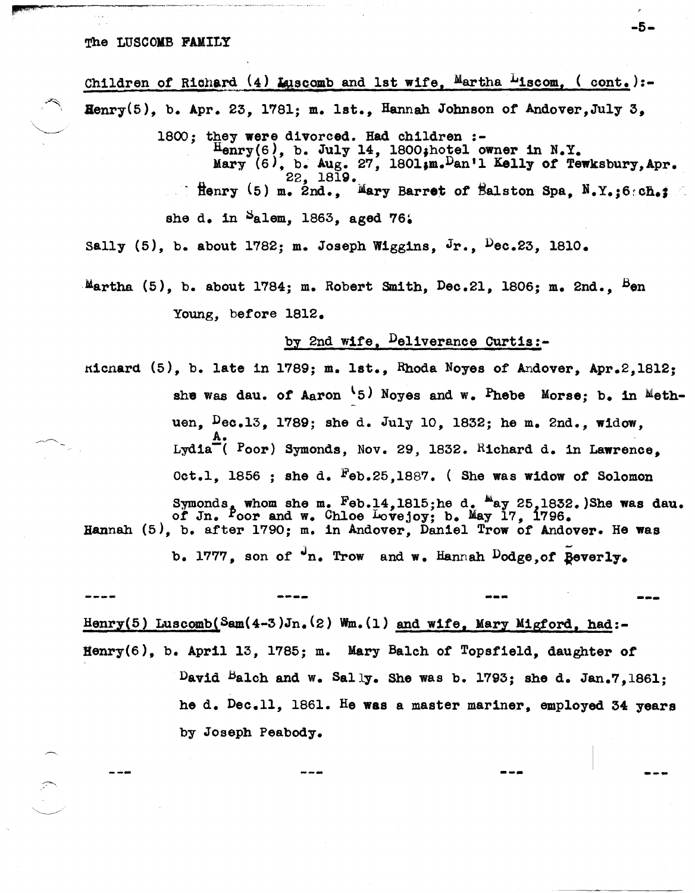Children of Richard (4) Luscomb and 1st wife, Martha Liscom, ( cont.):-

Henry(5), b. Apr. 23, 1781; m. 1st., Hannah Johnson of Andover, July 3, 1800; they were divorced. Had children :-

Henry(6), b. July 14, 1800; hotel owner in N.Y.
Mary (6), b. Aug. 27, 1801; m. Dan'l Kelly of Tewksbury, Apr. 22, 1819.

Henry (5) m. 2nd., Mary Barret of Balston Spa, N.Y.; 6 ch.; she d. in Salem, 1863, aged 76.

Sally (5), b. about 1782; m. Joseph Wiggins, Jr., Dec.23, 1810.

Martha (5), b. about 1784; m. Robert Smith, Dec.21, 1806; m. 2nd., Ben Young, before 1812.

by 2nd wife, Deliverance Curtis:-

Richard (5), b. late in 1789; m. 1st., Rhoda Noyes of Andover, Apr.2, 1812; she was dau. of Aaron (5) Noyes and w. Phebe Morse; b. in Methuen, Dec.13, 1789; she d. July 10, 1832; he m. 2nd., widow, Lydia A. ( Poor) Symonds, Nov. 29, 1832. Richard d. in Lawrence, Oct.1, 1856 ; she d. Feb.25, 1887. ( She was widow of Solomon Symonds, whom she m. Feb.14, 1815; he d. May 25, 1832.) She was dau. of Jn. Poor and w. Chloe Lovejoy; b. May 17, 1796.

Hannah (5), b. after 1790; m. in Andover, Daniel Trow of Andover. He was b. 1777, son of Jn. Trow and w. Hannah Dodge, of Beverly.

---

Henry(5) Luscomb(Sam(4-3)Jn.(2) Wm.(1) and wife, Mary Migford, had:-

Henry(6), b. April 13, 1785; m. Mary Balch of Topsfield, daughter of David Balch and w. Sally. She was b. 1793; she d. Jan.7, 1861; he d. Dec.11, 1861. He was a master mariner, employed 34 years by Joseph Peabody.

---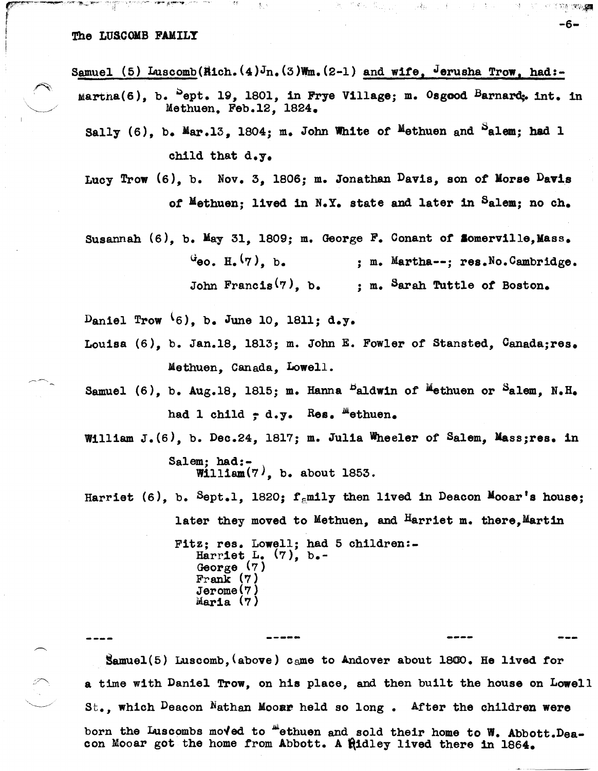Samuel (5) Luscomb(Rich.(4)Jn.(3)Wm.(2-1) and wife, Jerusha Trow, had:-

Martna(6), b. Sept. 19, 1801, in Frye Village; m. Osgood Barnard; int. in Methuen, Feb.12, 1824.

Sally (6), b. Mar.13, 1804; m. John White of Methuen and Salem; had 1 child that d.y.

Lucy Trow (6), b. Nov. 3, 1806; m. Jonathan Davis, son of Morse Davis of Methuen; lived in N.Y. state and later in Salem; no ch.

Susannah (6), b. May 31, 1809; m. George F. Conant of Somerville,Mass.
  Geo. H.(7), b.        ; m. Martha--; res.No.Cambridge.
  John Francis(7), b.        ; m. Sarah Tuttle of Boston.

Daniel Trow (6), b. June 10, 1811; d.y.

Louisa (6), b. Jan.18, 1813; m. John E. Fowler of Stansted, Canada;res. Methuen, Canada, Lowell.

Samuel (6), b. Aug.18, 1815; m. Hanna Baldwin of Methuen or Salem, N.H. had 1 child - d.y. Res. Methuen.

William J.(6), b. Dec.24, 1817; m. Julia Wheeler of Salem, Mass;res. in Salem; had:-
  William(7), b. about 1853.

Harriet (6), b. Sept.1, 1820; family then lived in Deacon Mooar's house; later they moved to Methuen, and Harriet m. there,Martin Fitz; res. Lowell; had 5 children:-
  Harriet L. (7), b.-
  George (7)
  Frank (7)
  Jerome(7)
  Maria (7)

---- ----- ---- ---

Samuel(5) Luscomb,(above) came to Andover about 1800. He lived for a time with Daniel Trow, on his place, and then built the house on Lowell St., which Deacon Nathan Mooar held so long . After the children were born the Luscombs moved to Methuen and sold their home to W. Abbott.Deacon Mooar got the home from Abbott. A Ridley lived there in 1864.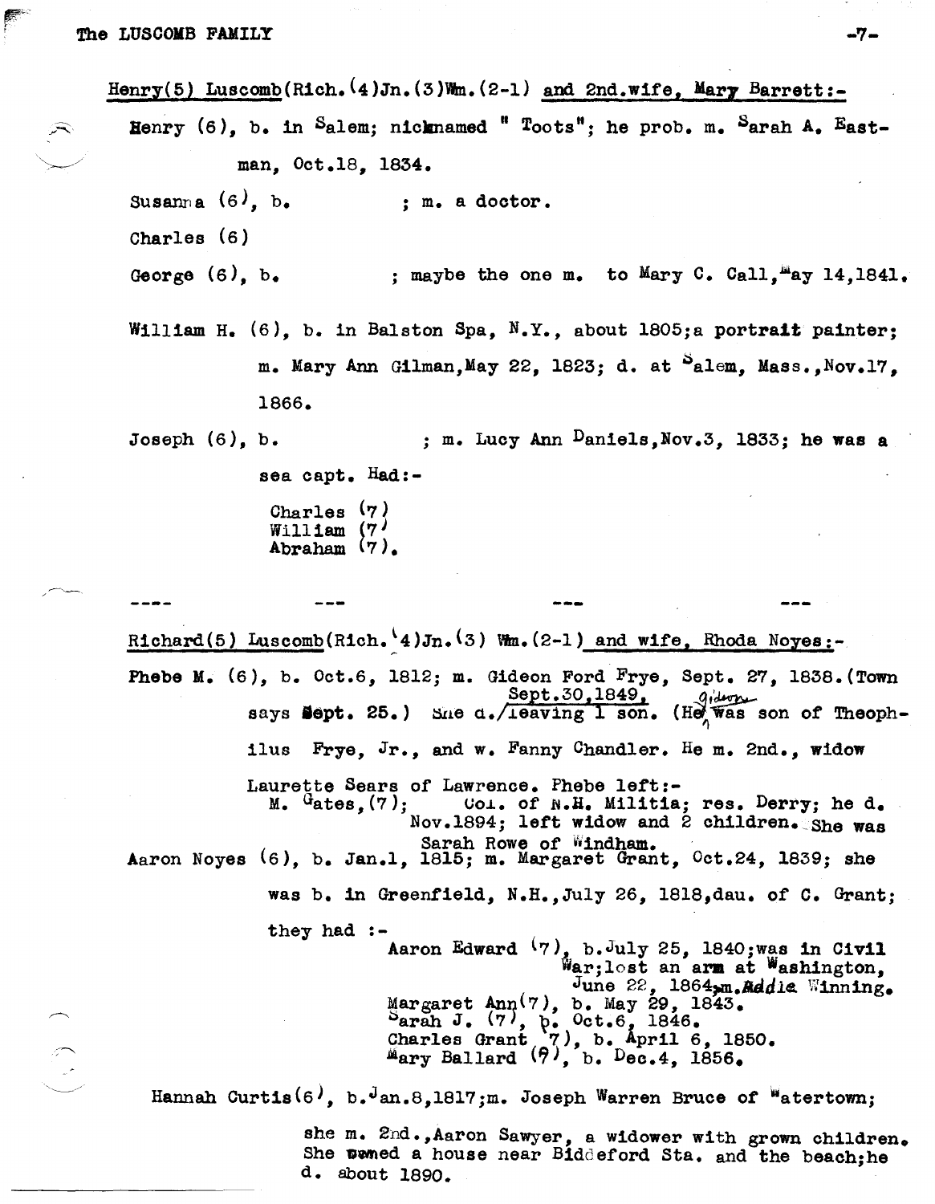Henry(5) Luscomb(Rich.(4)Jn.(3)Wm.(2-1) and 2nd.wife, Mary Barrett:-

Henry (6), b. in Salem; nicknamed " Toots"; he prob. m. Sarah A. Eastman, Oct.18, 1834.

Susanna (6), b.          ; m. a doctor.

Charles (6)

George (6), b.          ; maybe the one m. to Mary C. Call, May 14,1841.

William H. (6), b. in Balston Spa, N.Y., about 1805;a portrait painter; m. Mary Ann Gilman,May 22, 1823; d. at Salem, Mass.,Nov.17, 1866.

Joseph (6), b.          ; m. Lucy Ann Daniels,Nov.3, 1833; he was a sea capt. Had:-

Charles (7)
William (7)
Abraham (7).

---

Richard(5) Luscomb(Rich.(4)Jn.(3) Wm.(2-1) and wife, Rhoda Noyes:-

Phebe M. (6), b. Oct.6, 1812; m. Gideon Ford Frye, Sept. 27, 1838.(Town says Sept. 25.) She d. Sept.30,1849, leaving 1 son. (Gideon was son of Theophilus Frye, Jr., and w. Fanny Chandler. He m. 2nd., widow Laurette Sears of Lawrence. Phebe left:-

M. Gates,(7); Col. of N.H. Militia; res. Derry; he d. Nov.1894; left widow and 2 children. She was Sarah Rowe of Windham.

Aaron Noyes (6), b. Jan.1, 1815; m. Margaret Grant, Oct.24, 1839; she was b. in Greenfield, N.H.,July 26, 1818,dau. of C. Grant; they had :-

Aaron Edward (7), b.July 25, 1840;was in Civil War;lost an arm at Washington, June 22, 1864,m. Addie Winning.
Margaret Ann(7), b. May 29, 1843.
Sarah J. (7), b. Oct.6, 1846.
Charles Grant (7), b. April 6, 1850.
Mary Ballard (7), b. Dec.4, 1856.

Hannah Curtis(6), b.Jan.8,1817;m. Joseph Warren Bruce of Watertown; she m. 2nd.,Aaron Sawyer, a widower with grown children. She owned a house near Biddeford Sta. and the beach;he d. about 1890.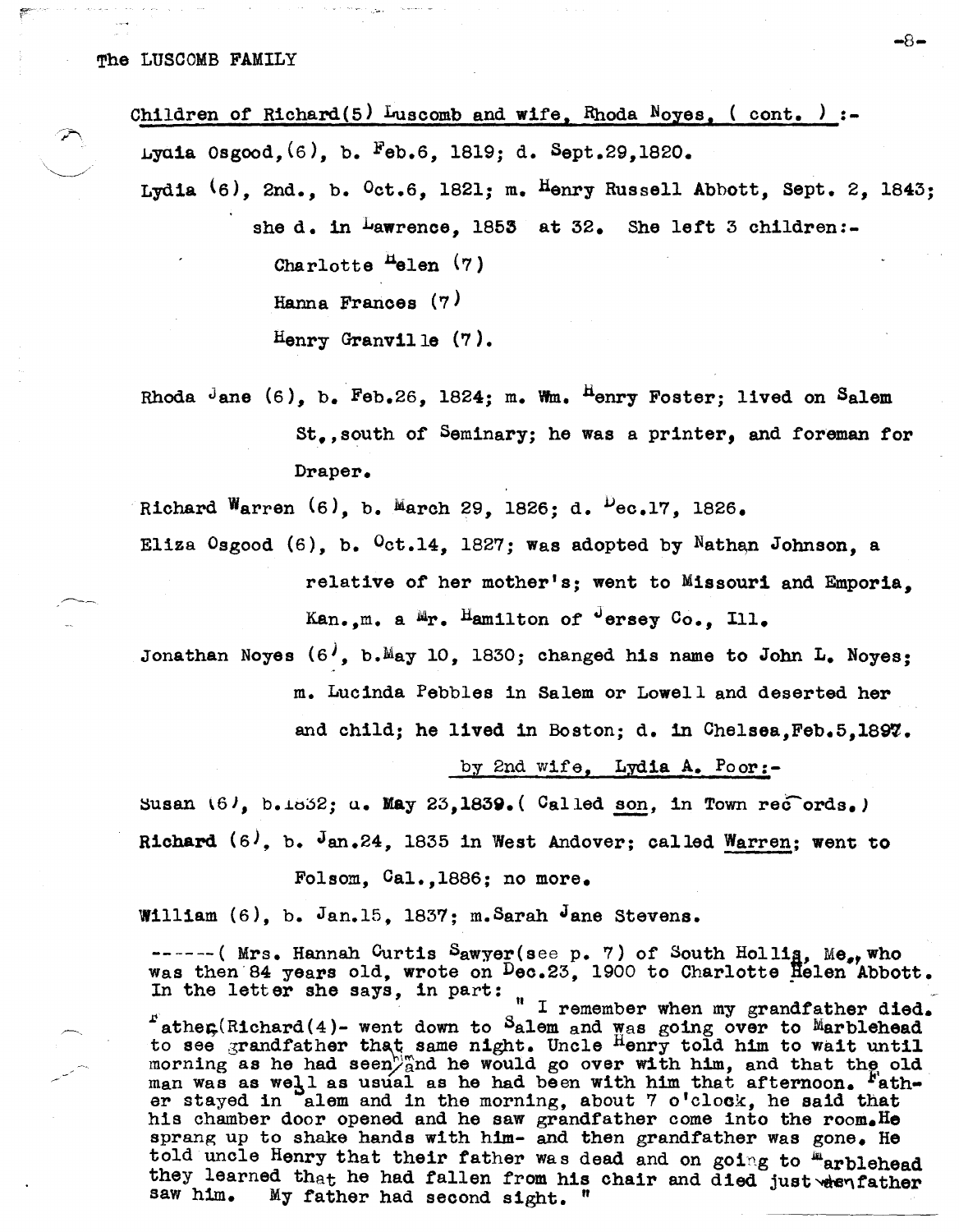Children of Richard(5) Luscomb and wife, Rhoda Noyes, ( cont. ) :-

Lydia Osgood,(6), b. Feb.6, 1819; d. Sept.29,1820.

Lydia (6), 2nd., b. Oct.6, 1821; m. Henry Russell Abbott, Sept. 2, 1843; she d. in Lawrence, 1853 at 32. She left 3 children:-

Charlotte Helen (7)

Hanna Frances (7)

Henry Granville (7).

Rhoda Jane (6), b. Feb.26, 1824; m. Wm. Henry Foster; lived on Salem St,,south of Seminary; he was a printer, and foreman for Draper.

Richard Warren (6), b. March 29, 1826; d. Dec.17, 1826.

Eliza Osgood (6), b. Oct.14, 1827; was adopted by Nathan Johnson, a relative of her mother's; went to Missouri and Emporia, Kan.,m. a Mr. Hamilton of Jersey Co., Ill.

Jonathan Noyes (6), b.May 10, 1830; changed his name to John L. Noyes; m. Lucinda Pebbles in Salem or Lowell and deserted her and child; he lived in Boston; d. in Chelsea,Feb.5,1897.

by 2nd wife, Lydia A. Poor:-

Susan (6), b.1832; d. May 23,1839.( Called son, in Town records.)

Richard (6), b. Jan.24, 1835 in West Andover; called Warren; went to Folsom, Cal.,1886; no more.

William (6), b. Jan.15, 1837; m.Sarah Jane Stevens.

------( Mrs. Hannah Curtis Sawyer(see p. 7) of South Hollis, Me., who was then 84 years old, wrote on Dec.23, 1900 to Charlotte Helen Abbott. In the letter she says, in part:

" I remember when my grandfather died. Father(Richard(4)- went down to Salem and was going over to Marblehead to see grandfather that same night. Uncle Henry told him to wait until morning as he had seen him and he would go over with him, and that the old man was as well as usual as he had been with him that afternoon. Father stayed in Salem and in the morning, about 7 o'clock, he said that his chamber door opened and he saw grandfather come into the room.He sprang up to shake hands with him- and then grandfather was gone. He told uncle Henry that their father was dead and on going to Marblehead they learned that he had fallen from his chair and died just when father saw him. My father had second sight. "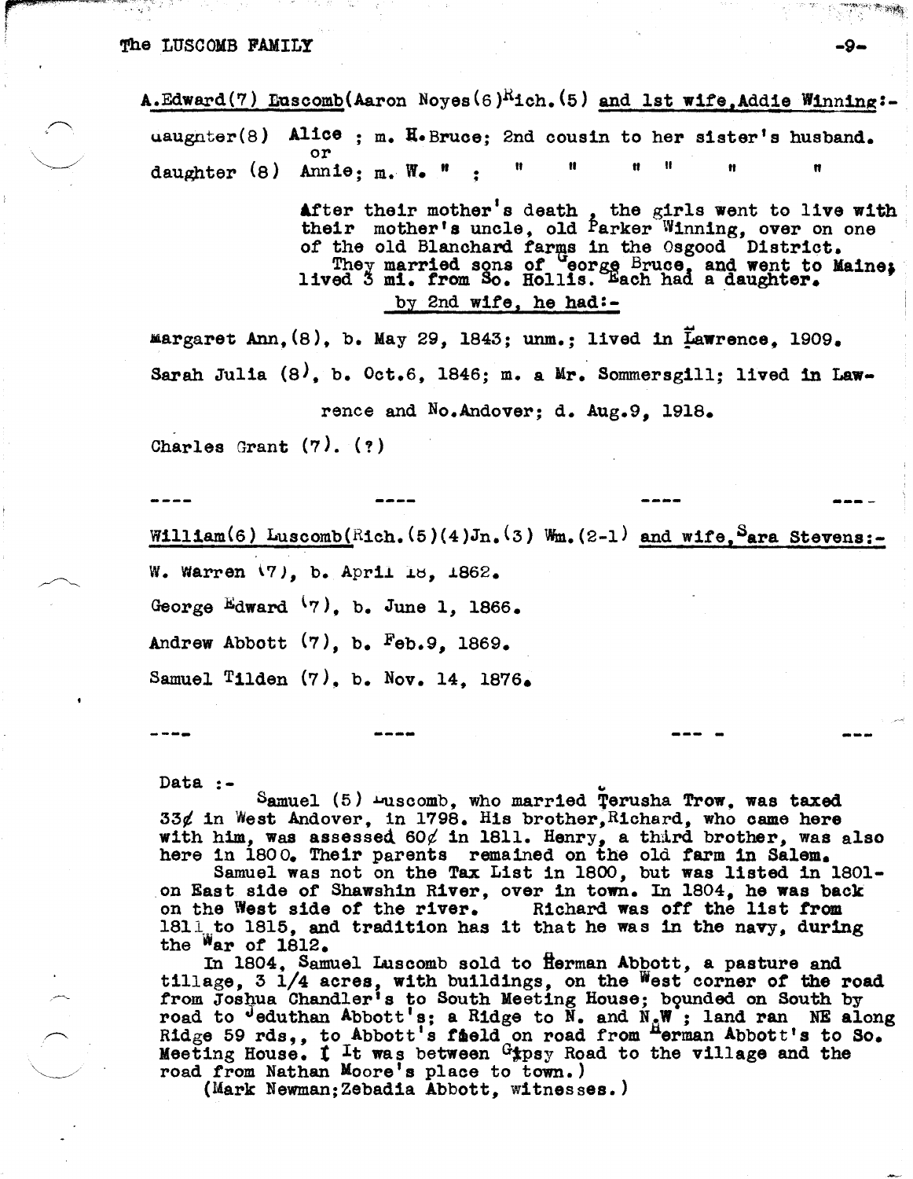A.Edward(7) Luscomb(Aaron Noyes(6)Rich.(5) and 1st wife, Addie Winning:-

daughter(8) Alice ; m. H.Bruce; 2nd cousin to her sister's husband.
or
daughter (8) Annie; m. W. " ; " " " " " "

After their mother's death, the girls went to live with their mother's uncle, old Parker Winning, over on one of the old Blanchard farms in the Osgood District.
They married sons of George Bruce, and went to Maine; lived 3 mi. from So. Hollis. Each had a daughter.

by 2nd wife, he had:-

Margaret Ann,(8), b. May 29, 1843; unm.; lived in Lawrence, 1909.

Sarah Julia (8), b. Oct.6, 1846; m. a Mr. Sommersgill; lived in Lawrence and No.Andover; d. Aug.9, 1918.

Charles Grant (7). (?)

---

William(6) Luscomb(Rich.(5)(4)Jn.(3) Wm.(2-1) and wife, Sara Stevens:-

W. Warren (7), b. April 18, 1862.

George Edward (7), b. June 1, 1866.

Andrew Abbott (7), b. Feb.9, 1869.

Samuel Tilden (7), b. Nov. 14, 1876.

---

Data :-
Samuel (5) Luscomb, who married Jerusha Trow, was taxed 33¢ in West Andover, in 1798. His brother, Richard, who came here with him, was assessed 60¢ in 1811. Henry, a third brother, was also here in 1800. Their parents remained on the old farm in Salem.
Samuel was not on the Tax List in 1800, but was listed in 1801-on East side of Shawshin River, over in town. In 1804, he was back on the West side of the river. Richard was off the list from 1811 to 1815, and tradition has it that he was in the navy, during the War of 1812.
In 1804, Samuel Luscomb sold to Herman Abbott, a pasture and tillage, 3 1/4 acres, with buildings, on the West corner of the road from Joshua Chandler's to South Meeting House; bounded on South by road to Jeduthan Abbott's; a Ridge to N. and N.W ; land ran NE along Ridge 59 rds,, to Abbott's field on road from Herman Abbott's to So. Meeting House. ( It was between Gypsy Road to the village and the road from Nathan Moore's place to town.)
(Mark Newman; Zebadia Abbott, witnesses.)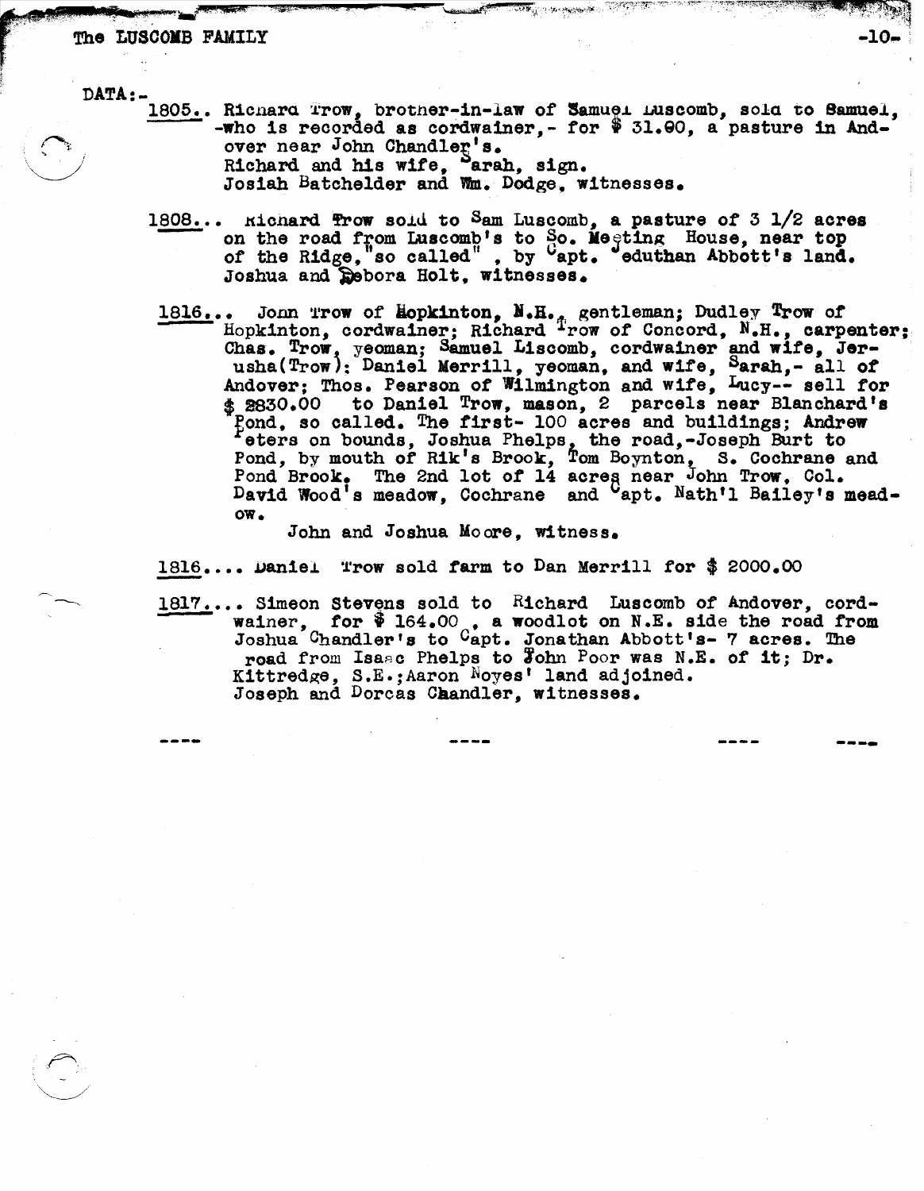DATA:-

1805.. Richard Trow, brother-in-law of Samuel Luscomb, sold to Samuel, -who is recorded as cordwainer,- for $ 31.90, a pasture in Andover near John Chandler's.
Richard and his wife, Sarah, sign.
Josiah Batchelder and Wm. Dodge, witnesses.

1808... Richard Trow sold to Sam Luscomb, a pasture of 3 1/2 acres on the road from Luscomb's to So. Meeting House, near top of the Ridge,"so called" , by Capt. Jeduthan Abbott's land.
Joshua and Debora Holt, witnesses.

1816... John Trow of Hopkinton, N.H., gentleman; Dudley Trow of Hopkinton, cordwainer; Richard Trow of Concord, N.H., carpenter; Chas. Trow, yeoman; Samuel Liscomb, cordwainer and wife, Jerusha(Trow); Daniel Merrill, yeoman, and wife, Sarah,- all of Andover; Thos. Pearson of Wilmington and wife, Lucy-- sell for $ 2830.00 to Daniel Trow, mason, 2 parcels near Blanchard's Pond, so called. The first- 100 acres and buildings; Andrew Peters on bounds, Joshua Phelps, the road,-Joseph Burt to Pond, by mouth of Rik's Brook, Tom Boynton, S. Cochrane and Pond Brook. The 2nd lot of 14 acres near John Trow, Col. David Wood's meadow, Cochrane and Capt. Nath'l Bailey's meadow.
John and Joshua Moore, witness.

1816.... Daniel Trow sold farm to Dan Merrill for $ 2000.00

1817.... Simeon Stevens sold to Richard Luscomb of Andover, cordwainer, for $ 164.00 , a woodlot on N.E. side the road from Joshua Chandler's to Capt. Jonathan Abbott's- 7 acres. The road from Isaac Phelps to John Poor was N.E. of it; Dr. Kittredge, S.E.;Aaron Noyes' land adjoined.
Joseph and Dorcas Chandler, witnesses.

---- ---- ---- ----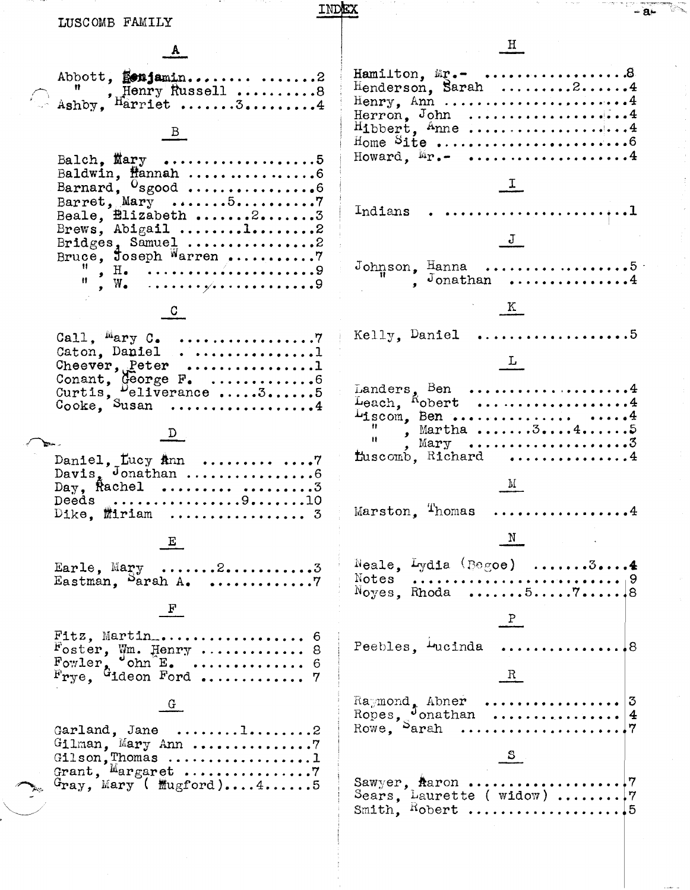LUSCOMB FAMILY

# INDEX

## A

Abbott, Benjamin.............. .......2
" , Henry Russell ..........8
Ashby, Harriet .......3.........4

## B

Balch, Mary ..................5
Baldwin, Hannah ...............6
Barnard, Osgood ...............6
Barret, Mary .......5.........7
Beale, Elizabeth .......2.......3
Brews, Abigail ........1.......2
Bridges, Samuel ...............2
Bruce, Joseph Warren ...........7
" , H. ....................9
" , W. ....................9

## C

Call, Mary C. ................7
Caton, Daniel . ..............1
Cheever, Peter ...............1
Conant, George F. .............6
Curtis, Deliverance .....3......5
Cooke, Susan ..................4

## D

Daniel, Lucy Ann ......... ....7
Davis, Jonathan ...............6
Day, Rachel ......... ........3
Deeds ................9......10
Dike, Miriam ................ 3

## E

Earle, Mary .......2..........3
Eastman, Sarah A. ............7

## F

Fitz, Martin................. 6
Foster, Wm. Henry ............ 8
Fowler, John E. ............. 6
Frye, Gideon Ford ............ 7

## G

Garland, Jane ........1.......2
Gilman, Mary Ann ..............7
Gilson,Thomas .................1
Grant, Margaret ................7
Gray, Mary ( Mugford)....4......5

## H

Hamilton, Mr.- ..................8
Henderson, Sarah .........2......4
Henry, Ann ......................4
Herron, John ...................4
Hibbert, Anne ..................4
Home Site .......................6
Howard, Mr.- ...................4

## I

Indians . ......................1

## J

Johnson, Hanna ..................5
" , Jonathan ...............4

## K

Kelly, Daniel ...................5

## L

Landers, Ben ....................4
Leach, Robert ..................4
Liscom, Ben .............. .....4
" , Martha .......3....4......5
" , Mary ...................3
Luscomb, Richard ...............4

## M

Marston, Thomas ................4

## N

Neale, Lydia (Begoe) .......3....4
Notes ......................... 9
Noyes, Rhoda .......5.....7.....8

## P

Peebles, Lucinda ...............8

## R

Raymond, Abner ................ 3
Ropes, Jonathan ............... 4
Rowe, Sarah ...................7

## S

Sawyer, Aaron ..................7
Sears, Laurette ( widow) ........7
Smith, Robert ...................5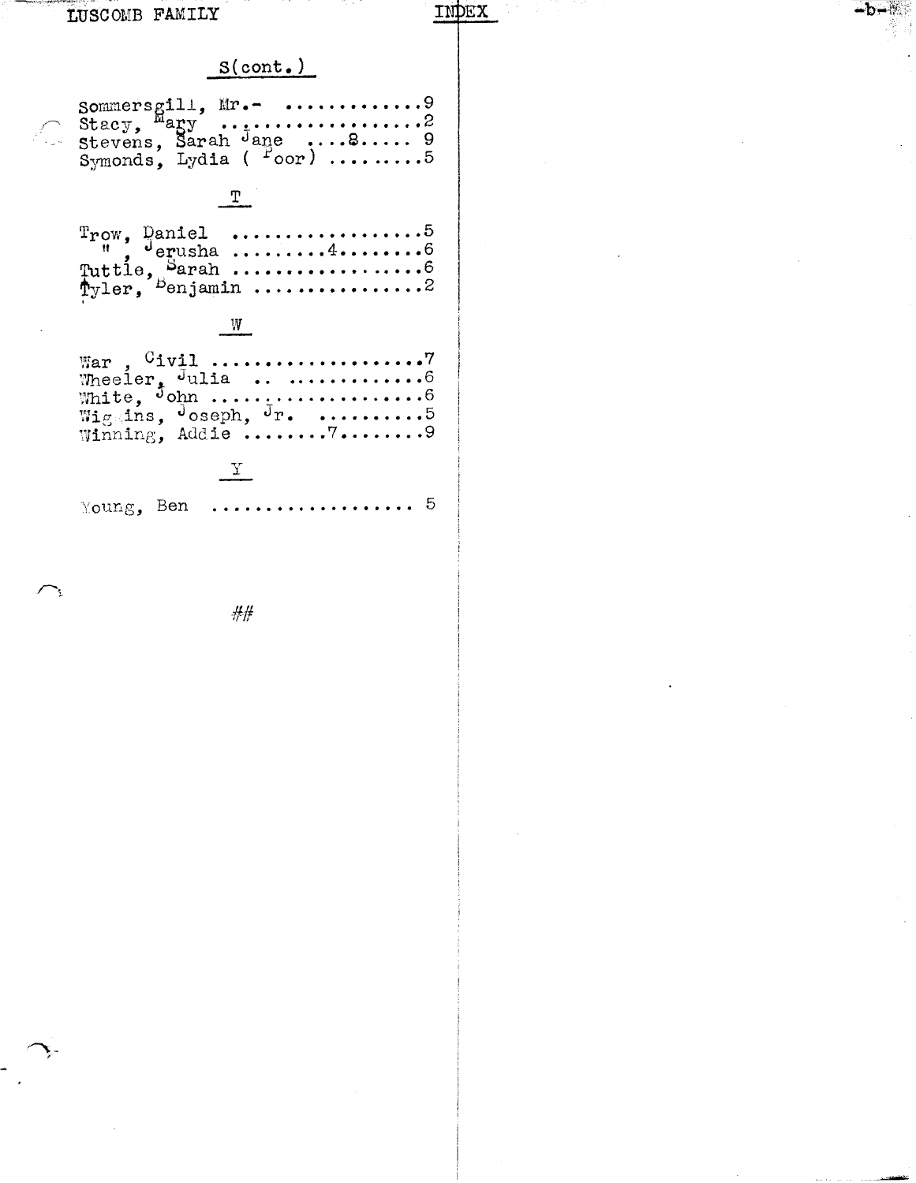## S(cont.)

Sommersgill, Mr.- .............9
Stacy, Mary ..................2
Stevens, Sarah Jane ....8..... 9
Symonds, Lydia ( Poor) ........5

## T

Trow, Daniel ..................5
" , Jerusha .........4........6
Tuttle, Sarah .................6
Tyler, Benjamin ...............2

## W

War , Civil ...................7
Wheeler, Julia .. .............6
White, John ...................6
Wiggins, Joseph, Jr. ..........5
Winning, Addie ........7........9

## Y

Young, Ben .................. 5

##